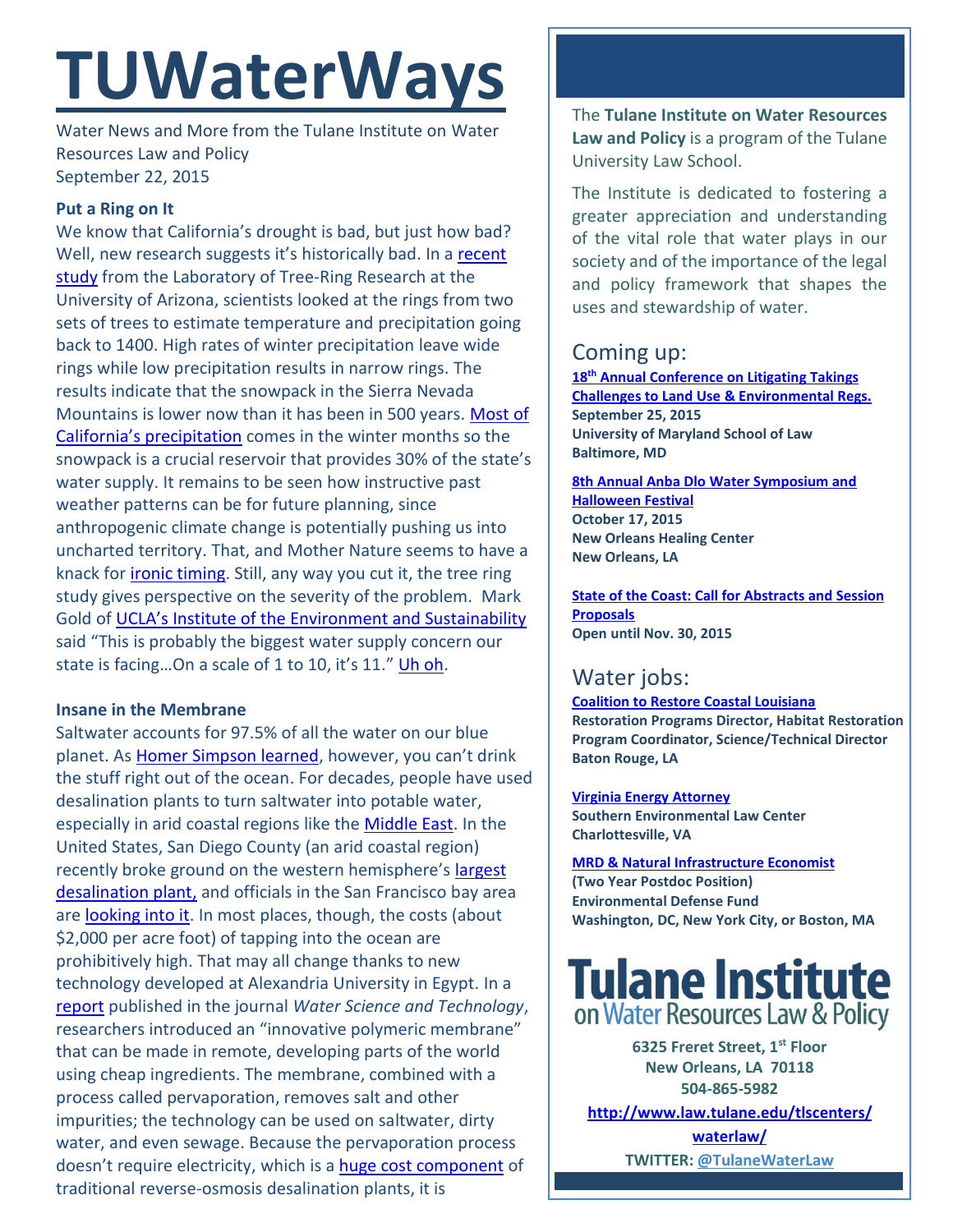# TUWaterWays

Water News and More from the Tulane Institute on Water Resources Law and Policy
September 22, 2015

### Put a Ring on It

We know that California's drought is bad, but just how bad? Well, new research suggests it's historically bad. In a recent study from the Laboratory of Tree-Ring Research at the University of Arizona, scientists looked at the rings from two sets of trees to estimate temperature and precipitation going back to 1400. High rates of winter precipitation leave wide rings while low precipitation results in narrow rings. The results indicate that the snowpack in the Sierra Nevada Mountains is lower now than it has been in 500 years. Most of California's precipitation comes in the winter months so the snowpack is a crucial reservoir that provides 30% of the state's water supply. It remains to be seen how instructive past weather patterns can be for future planning, since anthropogenic climate change is potentially pushing us into uncharted territory. That, and Mother Nature seems to have a knack for ironic timing. Still, any way you cut it, the tree ring study gives perspective on the severity of the problem. Mark Gold of UCLA's Institute of the Environment and Sustainability said "This is probably the biggest water supply concern our state is facing…On a scale of 1 to 10, it's 11." Uh oh.

### Insane in the Membrane

Saltwater accounts for 97.5% of all the water on our blue planet. As Homer Simpson learned, however, you can't drink the stuff right out of the ocean. For decades, people have used desalination plants to turn saltwater into potable water, especially in arid coastal regions like the Middle East. In the United States, San Diego County (an arid coastal region) recently broke ground on the western hemisphere's largest desalination plant, and officials in the San Francisco bay area are looking into it. In most places, though, the costs (about $2,000 per acre foot) of tapping into the ocean are prohibitively high. That may all change thanks to new technology developed at Alexandria University in Egypt. In a report published in the journal *Water Science and Technology*, researchers introduced an "innovative polymeric membrane" that can be made in remote, developing parts of the world using cheap ingredients. The membrane, combined with a process called pervaporation, removes salt and other impurities; the technology can be used on saltwater, dirty water, and even sewage. Because the pervaporation process doesn't require electricity, which is a huge cost component of traditional reverse-osmosis desalination plants, it is

---

The **Tulane Institute on Water Resources Law and Policy** is a program of the Tulane University Law School.

The Institute is dedicated to fostering a greater appreciation and understanding of the vital role that water plays in our society and of the importance of the legal and policy framework that shapes the uses and stewardship of water.

## Coming up:

**18th Annual Conference on Litigating Takings Challenges to Land Use & Environmental Regs.**
**September 25, 2015**
**University of Maryland School of Law**
**Baltimore, MD**

**8th Annual Anba Dlo Water Symposium and Halloween Festival**
**October 17, 2015**
**New Orleans Healing Center**
**New Orleans, LA**

**State of the Coast: Call for Abstracts and Session Proposals**
**Open until Nov. 30, 2015**

## Water jobs:

**Coalition to Restore Coastal Louisiana**
**Restoration Programs Director, Habitat Restoration Program Coordinator, Science/Technical Director**
**Baton Rouge, LA**

**Virginia Energy Attorney**
**Southern Environmental Law Center**
**Charlottesville, VA**

**MRD & Natural Infrastructure Economist**
**(Two Year Postdoc Position)**
**Environmental Defense Fund**
**Washington, DC, New York City, or Boston, MA**

**Tulane Institute on Water Resources Law & Policy**

**6325 Freret Street, 1st Floor**
**New Orleans, LA 70118**
**504-865-5982**
**http://www.law.tulane.edu/tlscenters/waterlaw/**
**TWITTER: @TulaneWaterLaw**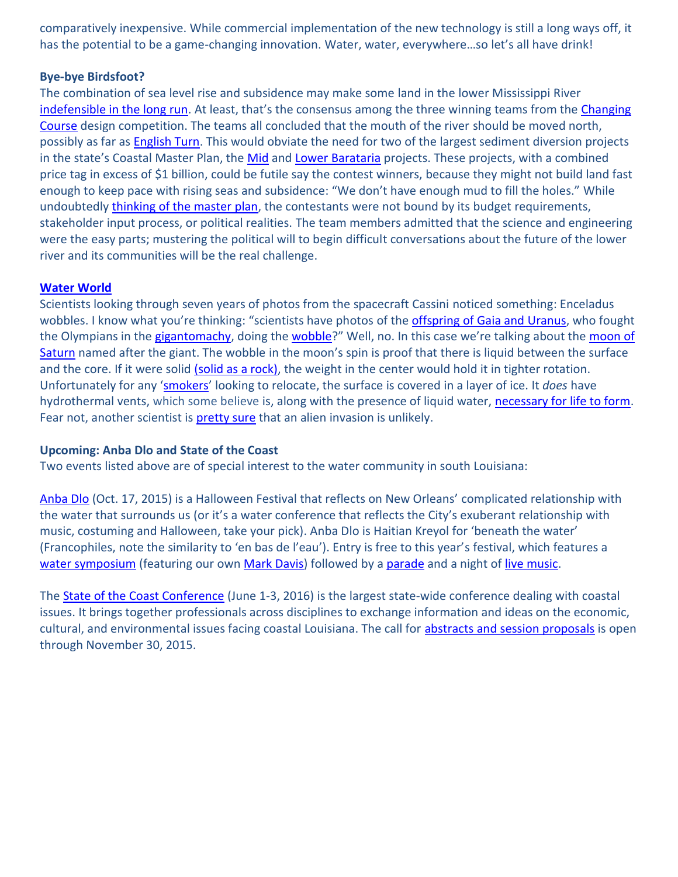comparatively inexpensive. While commercial implementation of the new technology is still a long ways off, it has the potential to be a game-changing innovation. Water, water, everywhere…so let's all have drink!

**Bye-bye Birdsfoot?**

The combination of sea level rise and subsidence may make some land in the lower Mississippi River indefensible in the long run. At least, that's the consensus among the three winning teams from the Changing Course design competition. The teams all concluded that the mouth of the river should be moved north, possibly as far as English Turn. This would obviate the need for two of the largest sediment diversion projects in the state's Coastal Master Plan, the Mid and Lower Barataria projects. These projects, with a combined price tag in excess of $1 billion, could be futile say the contest winners, because they might not build land fast enough to keep pace with rising seas and subsidence: "We don't have enough mud to fill the holes." While undoubtedly thinking of the master plan, the contestants were not bound by its budget requirements, stakeholder input process, or political realities. The team members admitted that the science and engineering were the easy parts; mustering the political will to begin difficult conversations about the future of the lower river and its communities will be the real challenge.

**Water World**

Scientists looking through seven years of photos from the spacecraft Cassini noticed something: Enceladus wobbles. I know what you're thinking: "scientists have photos of the offspring of Gaia and Uranus, who fought the Olympians in the gigantomachy, doing the wobble?" Well, no. In this case we're talking about the moon of Saturn named after the giant. The wobble in the moon's spin is proof that there is liquid between the surface and the core. If it were solid (solid as a rock), the weight in the center would hold it in tighter rotation. Unfortunately for any 'smokers' looking to relocate, the surface is covered in a layer of ice. It *does* have hydrothermal vents, which some believe is, along with the presence of liquid water, necessary for life to form. Fear not, another scientist is pretty sure that an alien invasion is unlikely.

**Upcoming: Anba Dlo and State of the Coast**

Two events listed above are of special interest to the water community in south Louisiana:

Anba Dlo (Oct. 17, 2015) is a Halloween Festival that reflects on New Orleans' complicated relationship with the water that surrounds us (or it's a water conference that reflects the City's exuberant relationship with music, costuming and Halloween, take your pick). Anba Dlo is Haitian Kreyol for 'beneath the water' (Francophiles, note the similarity to 'en bas de l'eau'). Entry is free to this year's festival, which features a water symposium (featuring our own Mark Davis) followed by a parade and a night of live music.

The State of the Coast Conference (June 1-3, 2016) is the largest state-wide conference dealing with coastal issues. It brings together professionals across disciplines to exchange information and ideas on the economic, cultural, and environmental issues facing coastal Louisiana. The call for abstracts and session proposals is open through November 30, 2015.